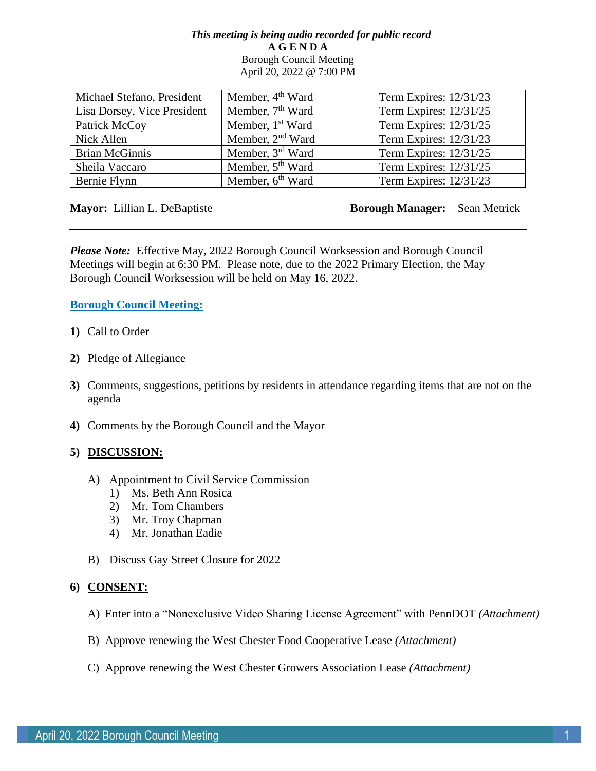*This meeting is being audio recorded for public record*

**A G E N D A**

Borough Council Meeting

April 20, 2022 @ 7:00 PM

| Michael Stefano, President | Member, 4th Ward | Term Expires: 12/31/23 |
|---|---|---|
| Lisa Dorsey, Vice President | Member, 7th Ward | Term Expires: 12/31/25 |
| Patrick McCoy | Member, 1st Ward | Term Expires: 12/31/25 |
| Nick Allen | Member, 2nd Ward | Term Expires: 12/31/23 |
| Brian McGinnis | Member, 3rd Ward | Term Expires: 12/31/25 |
| Sheila Vaccaro | Member, 5th Ward | Term Expires: 12/31/25 |
| Bernie Flynn | Member, 6th Ward | Term Expires: 12/31/23 |

**Mayor:** Lillian L. DeBaptiste **Borough Manager:** Sean Metrick

---

***Please Note:*** Effective May, 2022 Borough Council Worksession and Borough Council Meetings will begin at 6:30 PM. Please note, due to the 2022 Primary Election, the May Borough Council Worksession will be held on May 16, 2022.

**Borough Council Meeting:**

**1)** Call to Order

**2)** Pledge of Allegiance

**3)** Comments, suggestions, petitions by residents in attendance regarding items that are not on the agenda

**4)** Comments by the Borough Council and the Mayor

**5) DISCUSSION:**

A) Appointment to Civil Service Commission
   1) Ms. Beth Ann Rosica
   2) Mr. Tom Chambers
   3) Mr. Troy Chapman
   4) Mr. Jonathan Eadie

B) Discuss Gay Street Closure for 2022

**6) CONSENT:**

A) Enter into a "Nonexclusive Video Sharing License Agreement" with PennDOT *(Attachment)*

B) Approve renewing the West Chester Food Cooperative Lease *(Attachment)*

C) Approve renewing the West Chester Growers Association Lease *(Attachment)*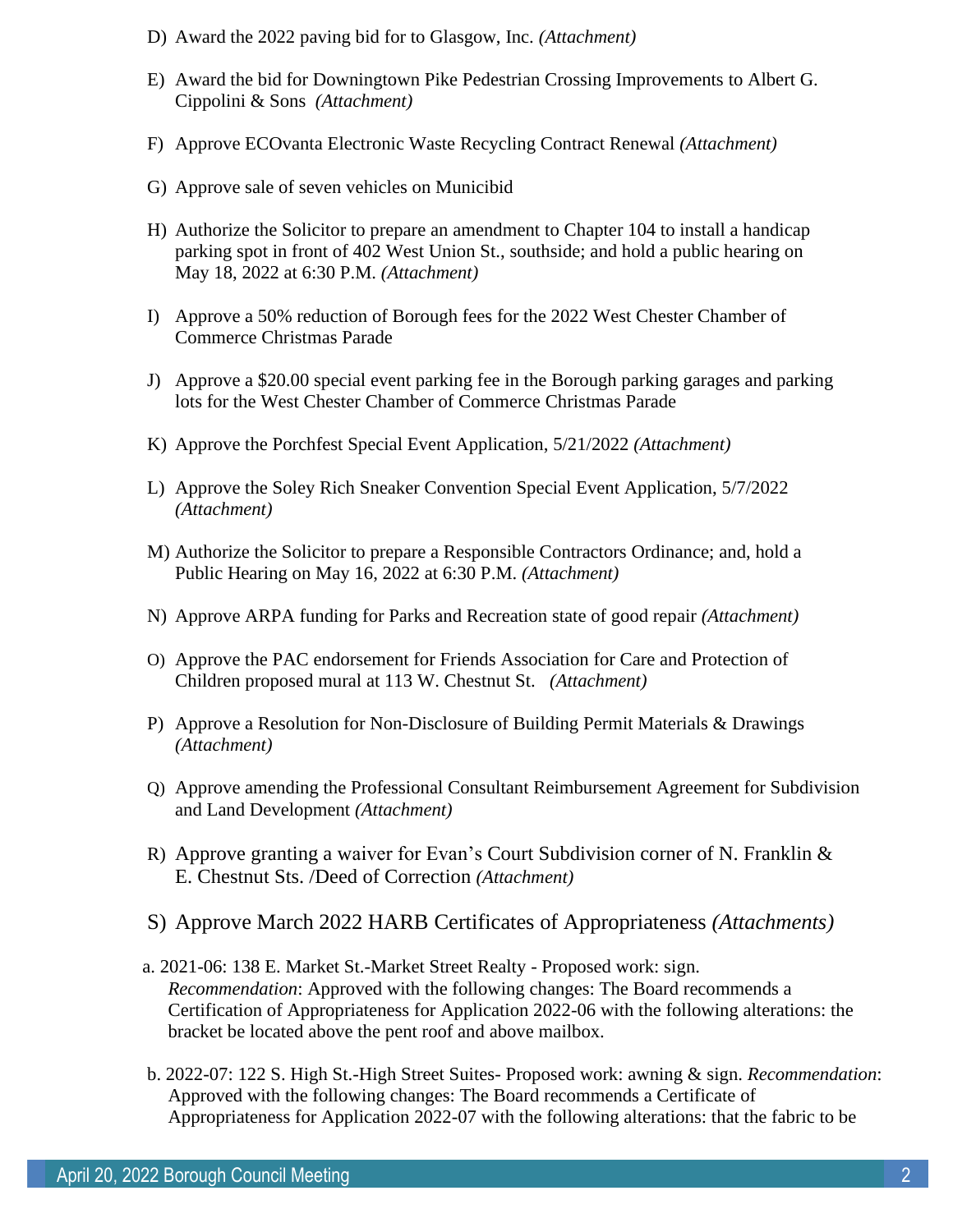D) Award the 2022 paving bid for to Glasgow, Inc. *(Attachment)*

E) Award the bid for Downingtown Pike Pedestrian Crossing Improvements to Albert G. Cippolini & Sons *(Attachment)*

F) Approve ECOvanta Electronic Waste Recycling Contract Renewal *(Attachment)*

G) Approve sale of seven vehicles on Municibid

H) Authorize the Solicitor to prepare an amendment to Chapter 104 to install a handicap parking spot in front of 402 West Union St., southside; and hold a public hearing on May 18, 2022 at 6:30 P.M. *(Attachment)*

I) Approve a 50% reduction of Borough fees for the 2022 West Chester Chamber of Commerce Christmas Parade

J) Approve a $20.00 special event parking fee in the Borough parking garages and parking lots for the West Chester Chamber of Commerce Christmas Parade

K) Approve the Porchfest Special Event Application, 5/21/2022 *(Attachment)*

L) Approve the Soley Rich Sneaker Convention Special Event Application, 5/7/2022 *(Attachment)*

M) Authorize the Solicitor to prepare a Responsible Contractors Ordinance; and, hold a Public Hearing on May 16, 2022 at 6:30 P.M. *(Attachment)*

N) Approve ARPA funding for Parks and Recreation state of good repair *(Attachment)*

O) Approve the PAC endorsement for Friends Association for Care and Protection of Children proposed mural at 113 W. Chestnut St. *(Attachment)*

P) Approve a Resolution for Non-Disclosure of Building Permit Materials & Drawings *(Attachment)*

Q) Approve amending the Professional Consultant Reimbursement Agreement for Subdivision and Land Development *(Attachment)*

R) Approve granting a waiver for Evan's Court Subdivision corner of N. Franklin & E. Chestnut Sts. /Deed of Correction *(Attachment)*

S) Approve March 2022 HARB Certificates of Appropriateness *(Attachments)*

a. 2021-06: 138 E. Market St.-Market Street Realty - Proposed work: sign. *Recommendation*: Approved with the following changes: The Board recommends a Certification of Appropriateness for Application 2022-06 with the following alterations: the bracket be located above the pent roof and above mailbox.

b. 2022-07: 122 S. High St.-High Street Suites- Proposed work: awning & sign. *Recommendation*: Approved with the following changes: The Board recommends a Certificate of Appropriateness for Application 2022-07 with the following alterations: that the fabric to be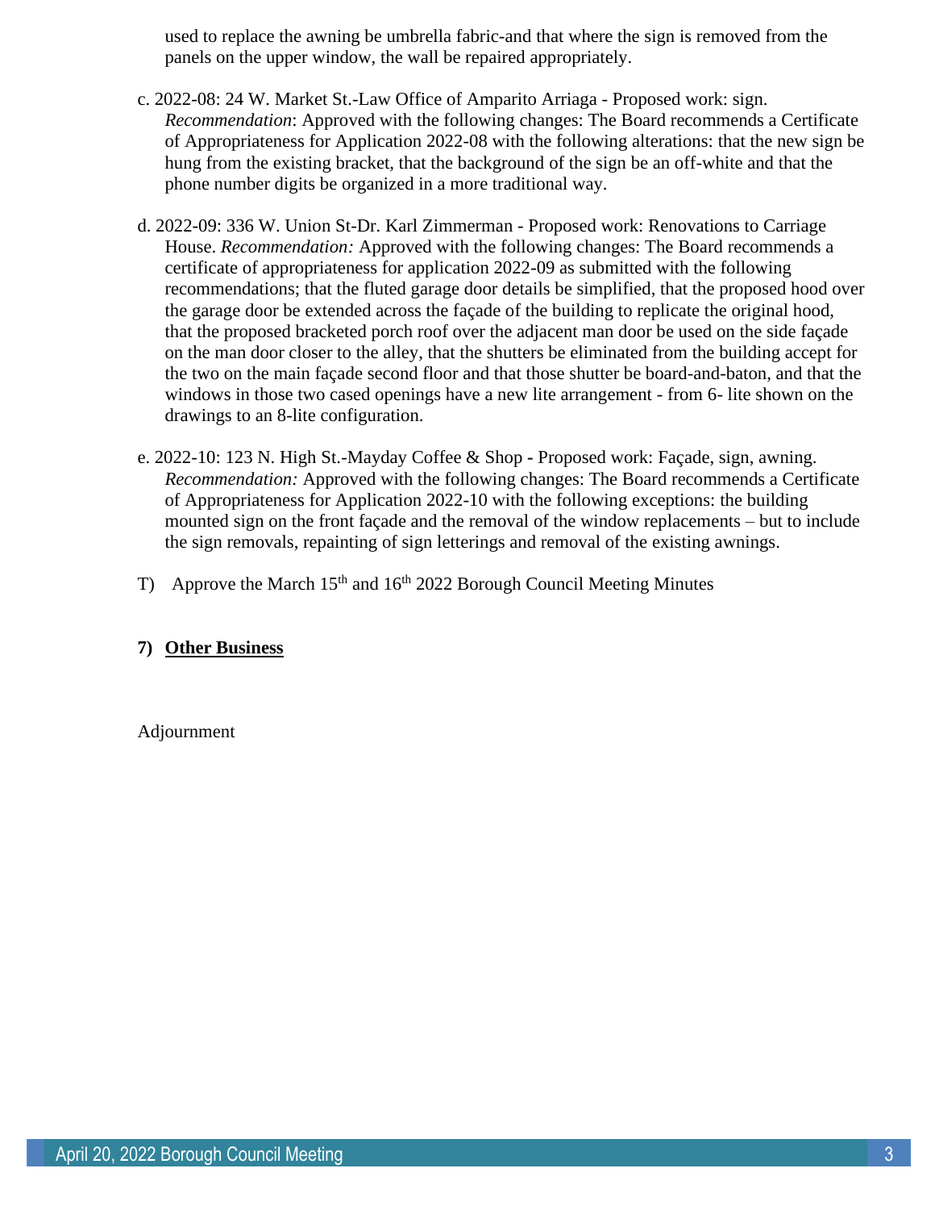used to replace the awning be umbrella fabric-and that where the sign is removed from the panels on the upper window, the wall be repaired appropriately.

c. 2022-08: 24 W. Market St.-Law Office of Amparito Arriaga - Proposed work: sign. *Recommendation*: Approved with the following changes: The Board recommends a Certificate of Appropriateness for Application 2022-08 with the following alterations: that the new sign be hung from the existing bracket, that the background of the sign be an off-white and that the phone number digits be organized in a more traditional way.

d. 2022-09: 336 W. Union St-Dr. Karl Zimmerman - Proposed work: Renovations to Carriage House. *Recommendation:* Approved with the following changes: The Board recommends a certificate of appropriateness for application 2022-09 as submitted with the following recommendations; that the fluted garage door details be simplified, that the proposed hood over the garage door be extended across the façade of the building to replicate the original hood, that the proposed bracketed porch roof over the adjacent man door be used on the side façade on the man door closer to the alley, that the shutters be eliminated from the building accept for the two on the main façade second floor and that those shutter be board-and-baton, and that the windows in those two cased openings have a new lite arrangement - from 6- lite shown on the drawings to an 8-lite configuration.

e. 2022-10: 123 N. High St.-Mayday Coffee & Shop - Proposed work: Façade, sign, awning. *Recommendation:* Approved with the following changes: The Board recommends a Certificate of Appropriateness for Application 2022-10 with the following exceptions: the building mounted sign on the front façade and the removal of the window replacements – but to include the sign removals, repainting of sign letterings and removal of the existing awnings.

T) Approve the March 15th and 16th 2022 Borough Council Meeting Minutes

**7) Other Business**

Adjournment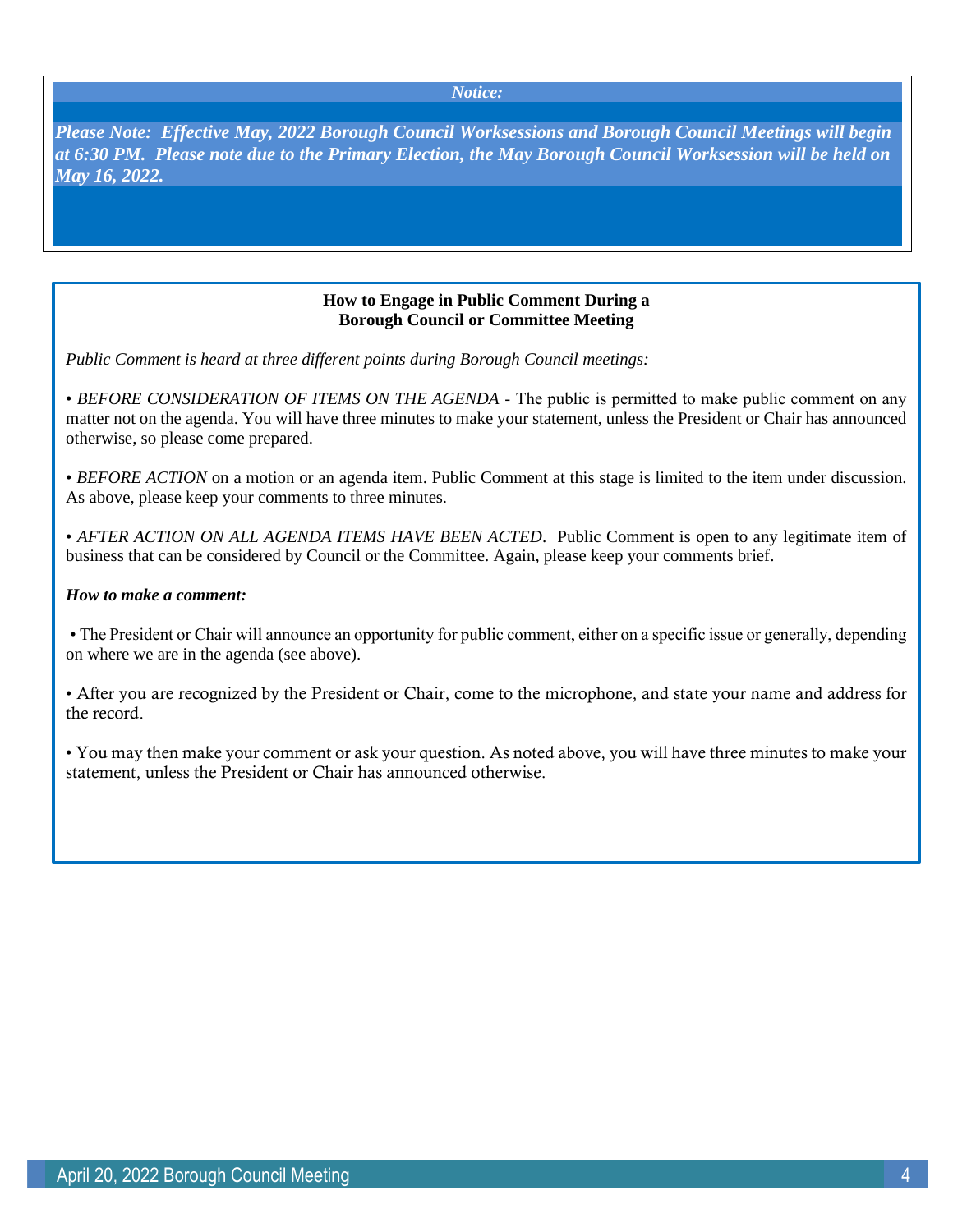***Notice:***

***Please Note: Effective May, 2022 Borough Council Worksessions and Borough Council Meetings will begin at 6:30 PM. Please note due to the Primary Election, the May Borough Council Worksession will be held on May 16, 2022.***

**How to Engage in Public Comment During a Borough Council or Committee Meeting**

*Public Comment is heard at three different points during Borough Council meetings:*

• *BEFORE CONSIDERATION OF ITEMS ON THE AGENDA* - The public is permitted to make public comment on any matter not on the agenda. You will have three minutes to make your statement, unless the President or Chair has announced otherwise, so please come prepared.

• *BEFORE ACTION* on a motion or an agenda item. Public Comment at this stage is limited to the item under discussion. As above, please keep your comments to three minutes.

• *AFTER ACTION ON ALL AGENDA ITEMS HAVE BEEN ACTED*. Public Comment is open to any legitimate item of business that can be considered by Council or the Committee. Again, please keep your comments brief.

***How to make a comment:***

• The President or Chair will announce an opportunity for public comment, either on a specific issue or generally, depending on where we are in the agenda (see above).

• After you are recognized by the President or Chair, come to the microphone, and state your name and address for the record.

• You may then make your comment or ask your question. As noted above, you will have three minutes to make your statement, unless the President or Chair has announced otherwise.